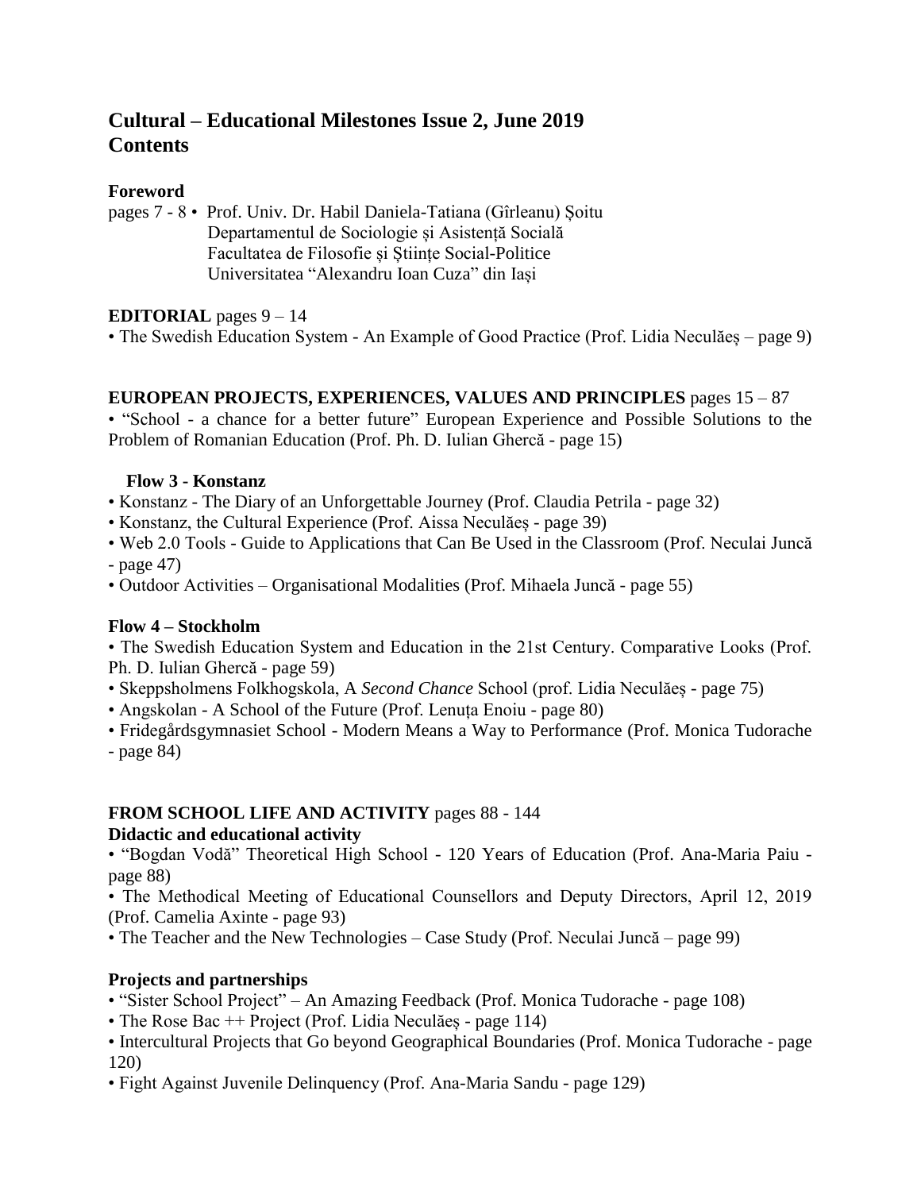# Cultural – Educational Milestones Issue 2, June 2019
# Contents

**Foreword**

pages 7 - 8 • Prof. Univ. Dr. Habil Daniela-Tatiana (Gîrleanu) Șoitu
Departamentul de Sociologie și Asistență Socială
Facultatea de Filosofie și Științe Social-Politice
Universitatea "Alexandru Ioan Cuza" din Iași

**EDITORIAL** pages 9 – 14

• The Swedish Education System - An Example of Good Practice (Prof. Lidia Neculăeș – page 9)

**EUROPEAN PROJECTS, EXPERIENCES, VALUES AND PRINCIPLES** pages 15 – 87

• "School - a chance for a better future" European Experience and Possible Solutions to the Problem of Romanian Education (Prof. Ph. D. Iulian Ghercă - page 15)

**Flow 3 - Konstanz**

• Konstanz - The Diary of an Unforgettable Journey (Prof. Claudia Petrila - page 32)
• Konstanz, the Cultural Experience (Prof. Aissa Neculăeș - page 39)
• Web 2.0 Tools - Guide to Applications that Can Be Used in the Classroom (Prof. Neculai Juncă - page 47)
• Outdoor Activities – Organisational Modalities (Prof. Mihaela Juncă - page 55)

**Flow 4 – Stockholm**

• The Swedish Education System and Education in the 21st Century. Comparative Looks (Prof. Ph. D. Iulian Ghercă - page 59)
• Skeppsholmens Folkhogskola, A *Second Chance* School (prof. Lidia Neculăeș - page 75)
• Angskolan - A School of the Future (Prof. Lenuța Enoiu - page 80)
• Fridegårdsgymnasiet School - Modern Means a Way to Performance (Prof. Monica Tudorache - page 84)

**FROM SCHOOL LIFE AND ACTIVITY** pages 88 - 144

**Didactic and educational activity**

• "Bogdan Vodă" Theoretical High School - 120 Years of Education (Prof. Ana-Maria Paiu - page 88)
• The Methodical Meeting of Educational Counsellors and Deputy Directors, April 12, 2019 (Prof. Camelia Axinte - page 93)
• The Teacher and the New Technologies – Case Study (Prof. Neculai Juncă – page 99)

**Projects and partnerships**

• "Sister School Project" – An Amazing Feedback (Prof. Monica Tudorache - page 108)
• The Rose Bac ++ Project (Prof. Lidia Neculăeș - page 114)
• Intercultural Projects that Go beyond Geographical Boundaries (Prof. Monica Tudorache - page 120)
• Fight Against Juvenile Delinquency (Prof. Ana-Maria Sandu - page 129)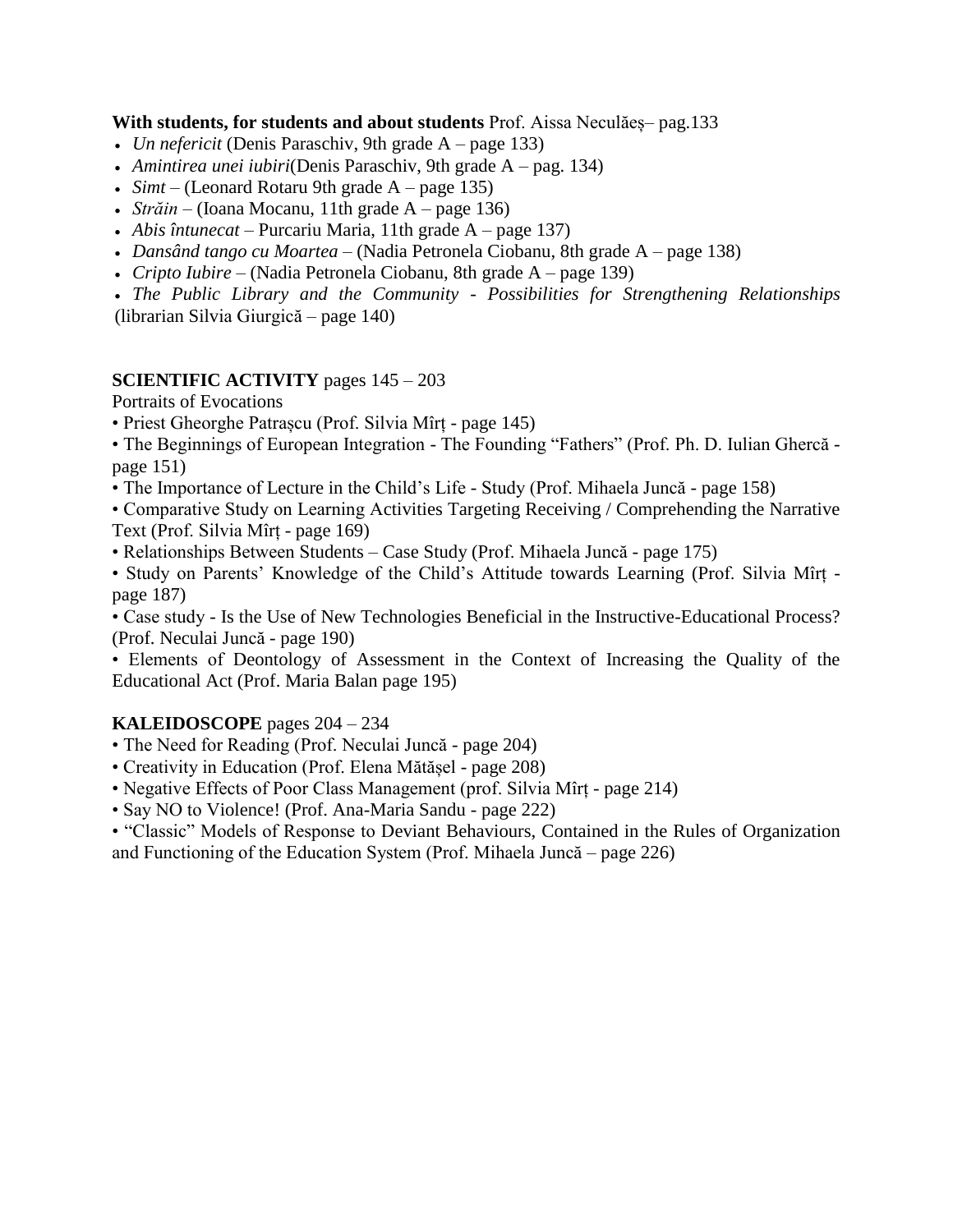**With students, for students and about students** Prof. Aissa Neculăeș– pag.133

- *Un nefericit* (Denis Paraschiv, 9th grade A – page 133)
- *Amintirea unei iubiri*(Denis Paraschiv, 9th grade A – pag. 134)
- *Simt* – (Leonard Rotaru 9th grade A – page 135)
- *Străin* – (Ioana Mocanu, 11th grade A – page 136)
- *Abis întunecat* – Purcariu Maria, 11th grade A – page 137)
- *Dansând tango cu Moartea* – (Nadia Petronela Ciobanu, 8th grade A – page 138)
- *Cripto Iubire* – (Nadia Petronela Ciobanu, 8th grade A – page 139)
- *The Public Library and the Community - Possibilities for Strengthening Relationships* (librarian Silvia Giurgică – page 140)

**SCIENTIFIC ACTIVITY** pages 145 – 203

Portraits of Evocations

- Priest Gheorghe Patrașcu (Prof. Silvia Mîrț - page 145)
- The Beginnings of European Integration - The Founding "Fathers" (Prof. Ph. D. Iulian Ghercă - page 151)
- The Importance of Lecture in the Child's Life - Study (Prof. Mihaela Juncă - page 158)
- Comparative Study on Learning Activities Targeting Receiving / Comprehending the Narrative Text (Prof. Silvia Mîrț - page 169)
- Relationships Between Students – Case Study (Prof. Mihaela Juncă - page 175)
- Study on Parents' Knowledge of the Child's Attitude towards Learning (Prof. Silvia Mîrț - page 187)
- Case study - Is the Use of New Technologies Beneficial in the Instructive-Educational Process? (Prof. Neculai Juncă - page 190)
- Elements of Deontology of Assessment in the Context of Increasing the Quality of the Educational Act (Prof. Maria Balan page 195)

**KALEIDOSCOPE** pages 204 – 234

- The Need for Reading (Prof. Neculai Juncă - page 204)
- Creativity in Education (Prof. Elena Mătășel - page 208)
- Negative Effects of Poor Class Management (prof. Silvia Mîrț - page 214)
- Say NO to Violence! (Prof. Ana-Maria Sandu - page 222)
- "Classic" Models of Response to Deviant Behaviours, Contained in the Rules of Organization and Functioning of the Education System (Prof. Mihaela Juncă – page 226)